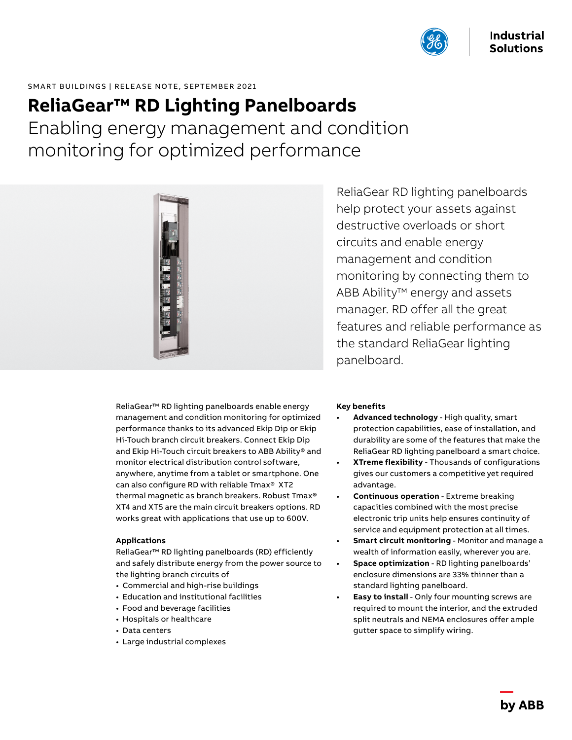SMART BUILDINGS | RELEASE NOTE, SEPTEMBER 2021

# ReliaGear™ RD Lighting Panelboards

## Enabling energy management and condition monitoring for optimized performance

ReliaGear RD lighting panelboards help protect your assets against destructive overloads or short circuits and enable energy management and condition monitoring by connecting them to ABB Ability™ energy and assets manager. RD offer all the great features and reliable performance as the standard ReliaGear lighting panelboard.

ReliaGear™ RD lighting panelboards enable energy management and condition monitoring for optimized performance thanks to its advanced Ekip Dip or Ekip Hi-Touch branch circuit breakers. Connect Ekip Dip and Ekip Hi-Touch circuit breakers to ABB Ability® and monitor electrical distribution control software, anywhere, anytime from a tablet or smartphone. One can also configure RD with reliable Tmax® XT2 thermal magnetic as branch breakers. Robust Tmax® XT4 and XT5 are the main circuit breakers options. RD works great with applications that use up to 600V.

**Applications**

ReliaGear™ RD lighting panelboards (RD) efficiently and safely distribute energy from the power source to the lighting branch circuits of

- Commercial and high-rise buildings
- Education and institutional facilities
- Food and beverage facilities
- Hospitals or healthcare
- Data centers
- Large industrial complexes

**Key benefits**

- **Advanced technology** - High quality, smart protection capabilities, ease of installation, and durability are some of the features that make the ReliaGear RD lighting panelboard a smart choice.
- **XTreme flexibility** - Thousands of configurations gives our customers a competitive yet required advantage.
- **Continuous operation** - Extreme breaking capacities combined with the most precise electronic trip units help ensures continuity of service and equipment protection at all times.
- **Smart circuit monitoring** - Monitor and manage a wealth of information easily, wherever you are.
- **Space optimization** - RD lighting panelboards' enclosure dimensions are 33% thinner than a standard lighting panelboard.
- **Easy to install** - Only four mounting screws are required to mount the interior, and the extruded split neutrals and NEMA enclosures offer ample gutter space to simplify wiring.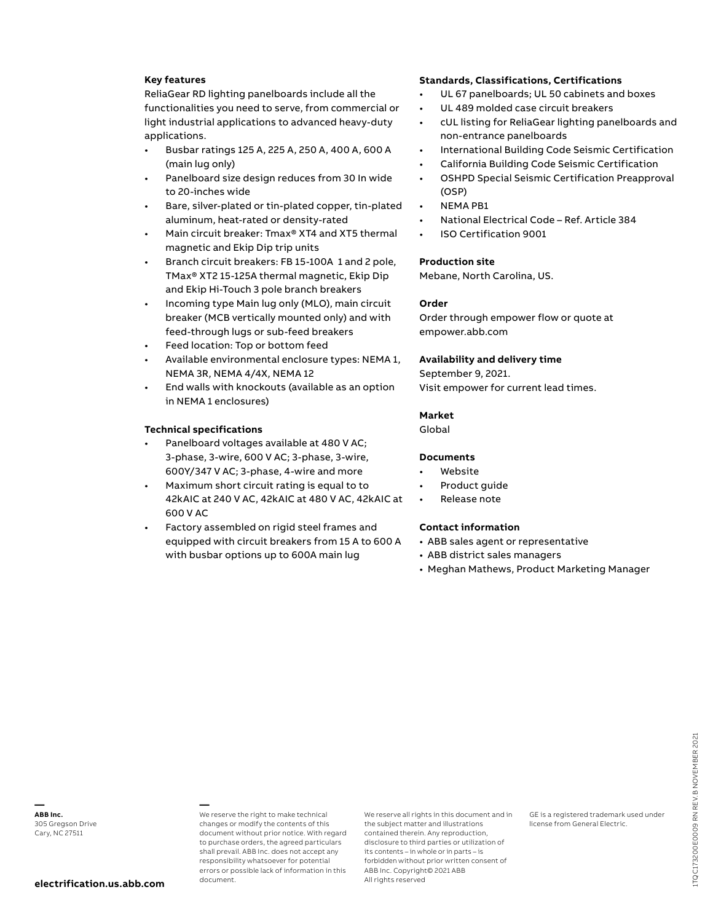**Key features**

ReliaGear RD lighting panelboards include all the functionalities you need to serve, from commercial or light industrial applications to advanced heavy-duty applications.

- Busbar ratings 125 A, 225 A, 250 A, 400 A, 600 A (main lug only)
- Panelboard size design reduces from 30 In wide to 20-inches wide
- Bare, silver-plated or tin-plated copper, tin-plated aluminum, heat-rated or density-rated
- Main circuit breaker: Tmax® XT4 and XT5 thermal magnetic and Ekip Dip trip units
- Branch circuit breakers: FB 15-100A 1 and 2 pole, TMax® XT2 15-125A thermal magnetic, Ekip Dip and Ekip Hi-Touch 3 pole branch breakers
- Incoming type Main lug only (MLO), main circuit breaker (MCB vertically mounted only) and with feed-through lugs or sub-feed breakers
- Feed location: Top or bottom feed
- Available environmental enclosure types: NEMA 1, NEMA 3R, NEMA 4/4X, NEMA 12
- End walls with knockouts (available as an option in NEMA 1 enclosures)

**Technical specifications**

- Panelboard voltages available at 480 V AC; 3-phase, 3-wire, 600 V AC; 3-phase, 3-wire, 600Y/347 V AC; 3-phase, 4-wire and more
- Maximum short circuit rating is equal to to 42kAIC at 240 V AC, 42kAIC at 480 V AC, 42kAIC at 600 V AC
- Factory assembled on rigid steel frames and equipped with circuit breakers from 15 A to 600 A with busbar options up to 600A main lug

**Standards, Classifications, Certifications**

- UL 67 panelboards; UL 50 cabinets and boxes
- UL 489 molded case circuit breakers
- cUL listing for ReliaGear lighting panelboards and non-entrance panelboards
- International Building Code Seismic Certification
- California Building Code Seismic Certification
- OSHPD Special Seismic Certification Preapproval (OSP)
- NEMA PB1
- National Electrical Code – Ref. Article 384
- ISO Certification 9001

**Production site**

Mebane, North Carolina, US.

**Order**

Order through empower flow or quote at empower.abb.com

**Availability and delivery time**

September 9, 2021.
Visit empower for current lead times.

**Market**

Global

**Documents**

- Website
- Product guide
- Release note

**Contact information**

- ABB sales agent or representative
- ABB district sales managers
- Meghan Mathews, Product Marketing Manager

**ABB Inc.**
305 Gregson Drive
Cary, NC 27511

**electrification.us.abb.com**

We reserve the right to make technical changes or modify the contents of this document without prior notice. With regard to purchase orders, the agreed particulars shall prevail. ABB Inc. does not accept any responsibility whatsoever for potential errors or possible lack of information in this document.

We reserve all rights in this document and in the subject matter and illustrations contained therein. Any reproduction, disclosure to third parties or utilization of its contents – in whole or in parts – is forbidden without prior written consent of ABB Inc. Copyright© 2021 ABB
All rights reserved

GE is a registered trademark used under license from General Electric.

1TQC173200E0009 RN REV.B NOVEMBER 2021